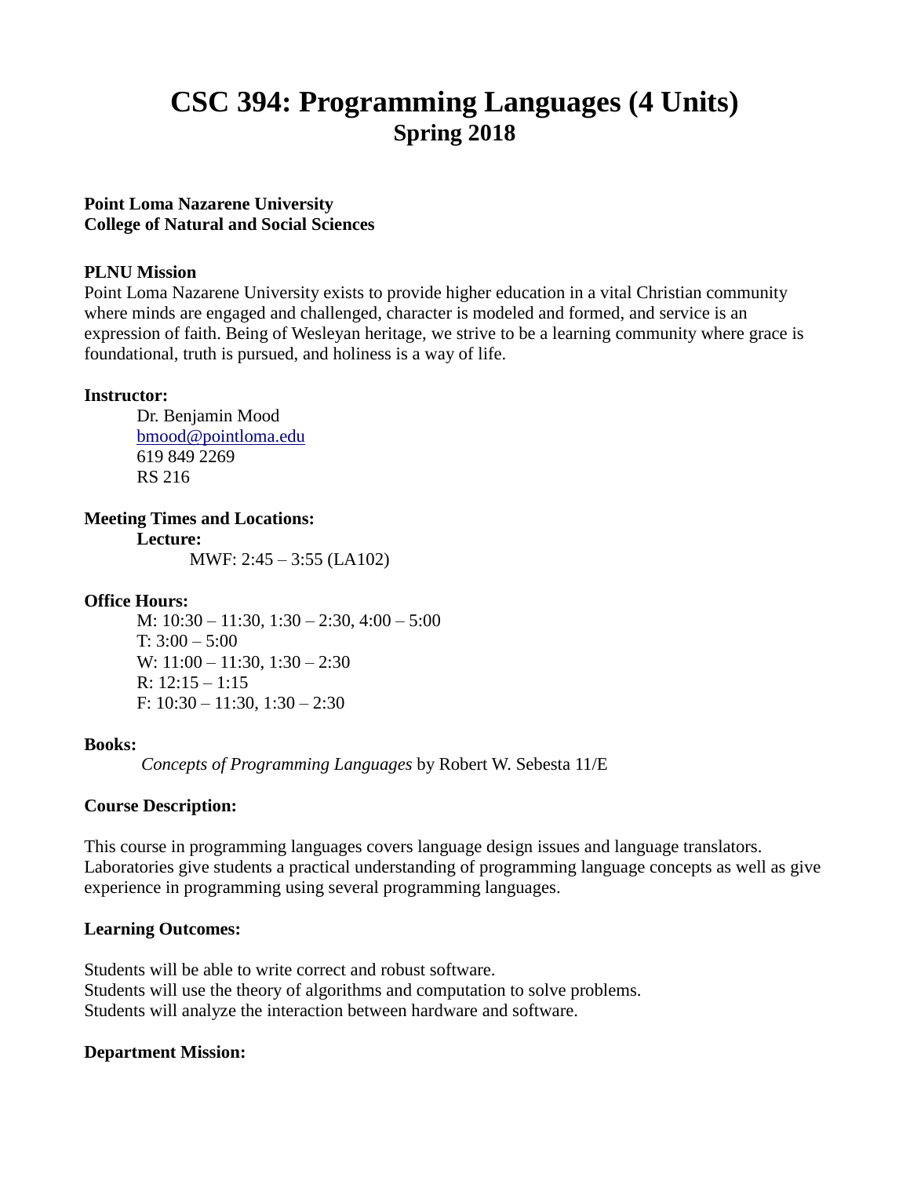# CSC 394: Programming Languages (4 Units)
## Spring 2018

**Point Loma Nazarene University**
**College of Natural and Social Sciences**

**PLNU Mission**

Point Loma Nazarene University exists to provide higher education in a vital Christian community where minds are engaged and challenged, character is modeled and formed, and service is an expression of faith. Being of Wesleyan heritage, we strive to be a learning community where grace is foundational, truth is pursued, and holiness is a way of life.

**Instructor:**

Dr. Benjamin Mood
bmood@pointloma.edu
619 849 2269
RS 216

**Meeting Times and Locations:**

**Lecture:**

MWF: 2:45 – 3:55 (LA102)

**Office Hours:**

M: 10:30 – 11:30, 1:30 – 2:30, 4:00 – 5:00
T: 3:00 – 5:00
W: 11:00 – 11:30, 1:30 – 2:30
R: 12:15 – 1:15
F: 10:30 – 11:30, 1:30 – 2:30

**Books:**

*Concepts of Programming Languages* by Robert W. Sebesta 11/E

**Course Description:**

This course in programming languages covers language design issues and language translators. Laboratories give students a practical understanding of programming language concepts as well as give experience in programming using several programming languages.

**Learning Outcomes:**

Students will be able to write correct and robust software.
Students will use the theory of algorithms and computation to solve problems.
Students will analyze the interaction between hardware and software.

**Department Mission:**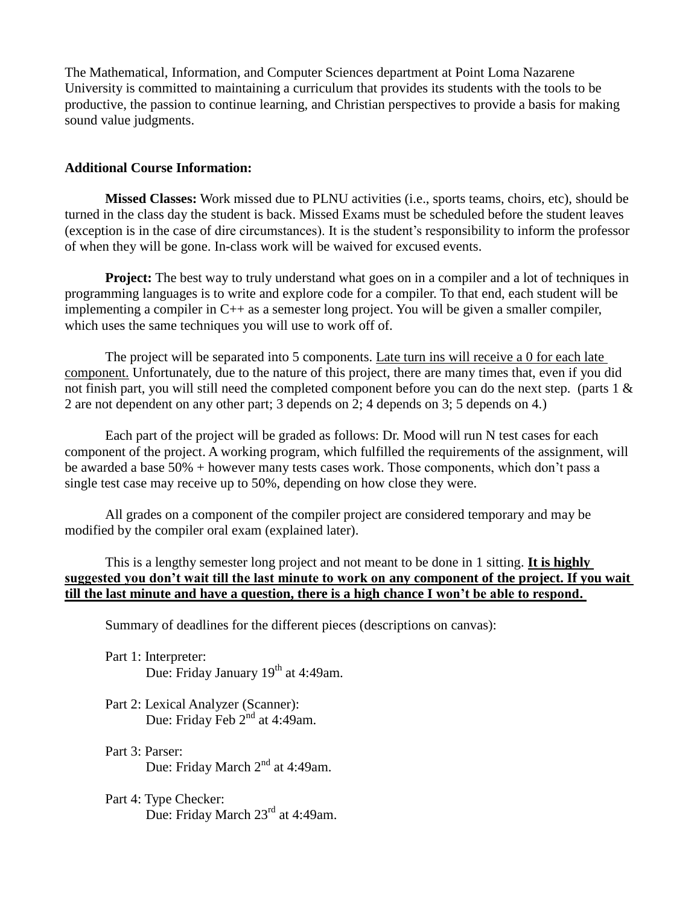The Mathematical, Information, and Computer Sciences department at Point Loma Nazarene University is committed to maintaining a curriculum that provides its students with the tools to be productive, the passion to continue learning, and Christian perspectives to provide a basis for making sound value judgments.

**Additional Course Information:**

**Missed Classes:** Work missed due to PLNU activities (i.e., sports teams, choirs, etc), should be turned in the class day the student is back. Missed Exams must be scheduled before the student leaves (exception is in the case of dire circumstances). It is the student's responsibility to inform the professor of when they will be gone. In-class work will be waived for excused events.

**Project:** The best way to truly understand what goes on in a compiler and a lot of techniques in programming languages is to write and explore code for a compiler. To that end, each student will be implementing a compiler in C++ as a semester long project. You will be given a smaller compiler, which uses the same techniques you will use to work off of.

The project will be separated into 5 components. <u>Late turn ins will receive a 0 for each late component.</u> Unfortunately, due to the nature of this project, there are many times that, even if you did not finish part, you will still need the completed component before you can do the next step. (parts 1 & 2 are not dependent on any other part; 3 depends on 2; 4 depends on 3; 5 depends on 4.)

Each part of the project will be graded as follows: Dr. Mood will run N test cases for each component of the project. A working program, which fulfilled the requirements of the assignment, will be awarded a base 50% + however many tests cases work. Those components, which don't pass a single test case may receive up to 50%, depending on how close they were.

All grades on a component of the compiler project are considered temporary and may be modified by the compiler oral exam (explained later).

This is a lengthy semester long project and not meant to be done in 1 sitting. **<u>It is highly suggested you don't wait till the last minute to work on any component of the project. If you wait till the last minute and have a question, there is a high chance I won't be able to respond.</u>**

Summary of deadlines for the different pieces (descriptions on canvas):

Part 1: Interpreter:
Due: Friday January 19th at 4:49am.

Part 2: Lexical Analyzer (Scanner):
Due: Friday Feb 2nd at 4:49am.

Part 3: Parser:
Due: Friday March 2nd at 4:49am.

Part 4: Type Checker:
Due: Friday March 23rd at 4:49am.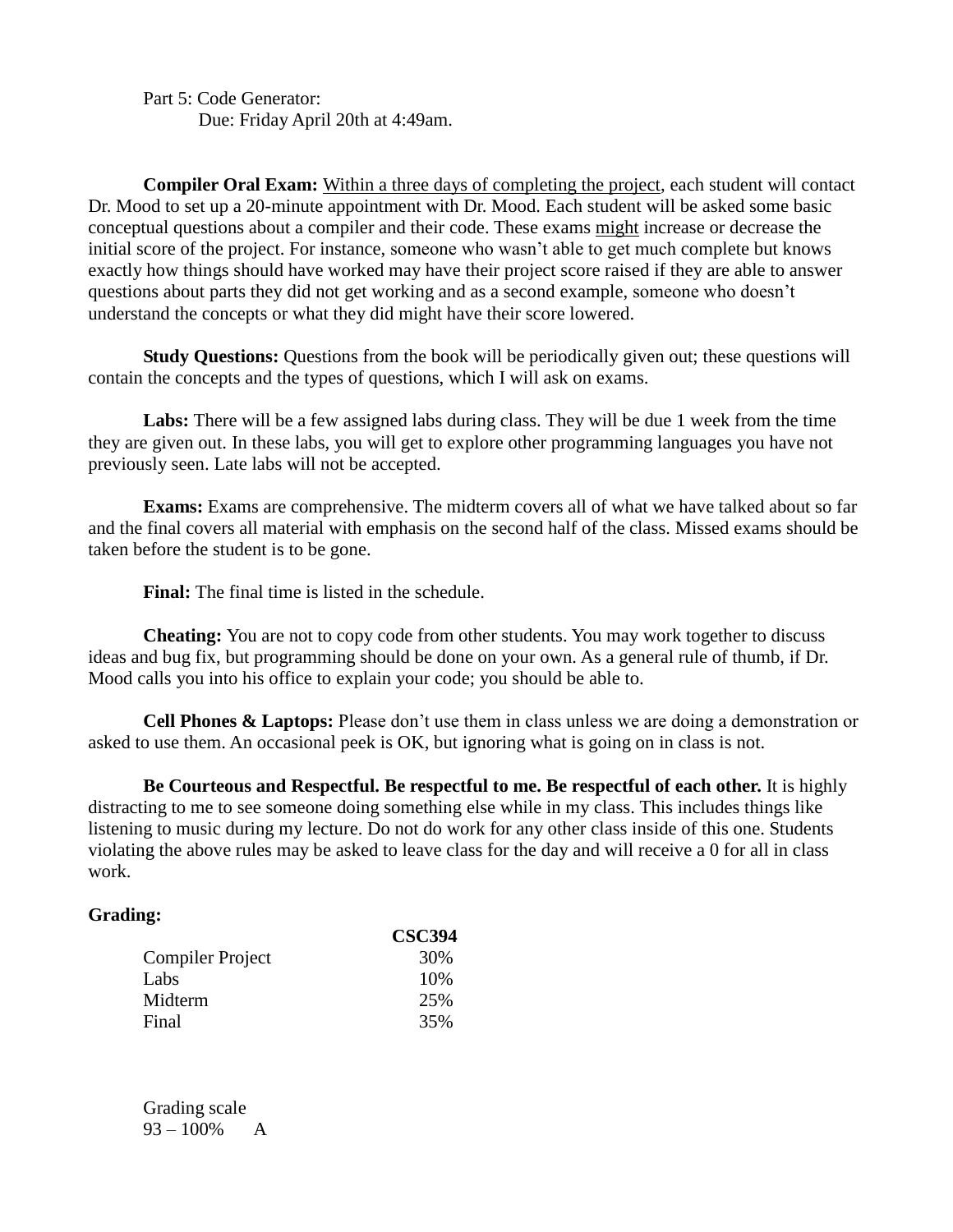Part 5: Code Generator:
Due: Friday April 20th at 4:49am.

**Compiler Oral Exam:** Within a three days of completing the project, each student will contact Dr. Mood to set up a 20-minute appointment with Dr. Mood. Each student will be asked some basic conceptual questions about a compiler and their code. These exams might increase or decrease the initial score of the project. For instance, someone who wasn't able to get much complete but knows exactly how things should have worked may have their project score raised if they are able to answer questions about parts they did not get working and as a second example, someone who doesn't understand the concepts or what they did might have their score lowered.

**Study Questions:** Questions from the book will be periodically given out; these questions will contain the concepts and the types of questions, which I will ask on exams.

**Labs:** There will be a few assigned labs during class. They will be due 1 week from the time they are given out. In these labs, you will get to explore other programming languages you have not previously seen. Late labs will not be accepted.

**Exams:** Exams are comprehensive. The midterm covers all of what we have talked about so far and the final covers all material with emphasis on the second half of the class. Missed exams should be taken before the student is to be gone.

**Final:** The final time is listed in the schedule.

**Cheating:** You are not to copy code from other students. You may work together to discuss ideas and bug fix, but programming should be done on your own. As a general rule of thumb, if Dr. Mood calls you into his office to explain your code; you should be able to.

**Cell Phones & Laptops:** Please don't use them in class unless we are doing a demonstration or asked to use them. An occasional peek is OK, but ignoring what is going on in class is not.

**Be Courteous and Respectful. Be respectful to me. Be respectful of each other.** It is highly distracting to me to see someone doing something else while in my class. This includes things like listening to music during my lecture. Do not do work for any other class inside of this one. Students violating the above rules may be asked to leave class for the day and will receive a 0 for all in class work.

**Grading:**

| | **CSC394** |
|---|---|
| Compiler Project | 30% |
| Labs | 10% |
| Midterm | 25% |
| Final | 35% |

Grading scale
93 – 100% A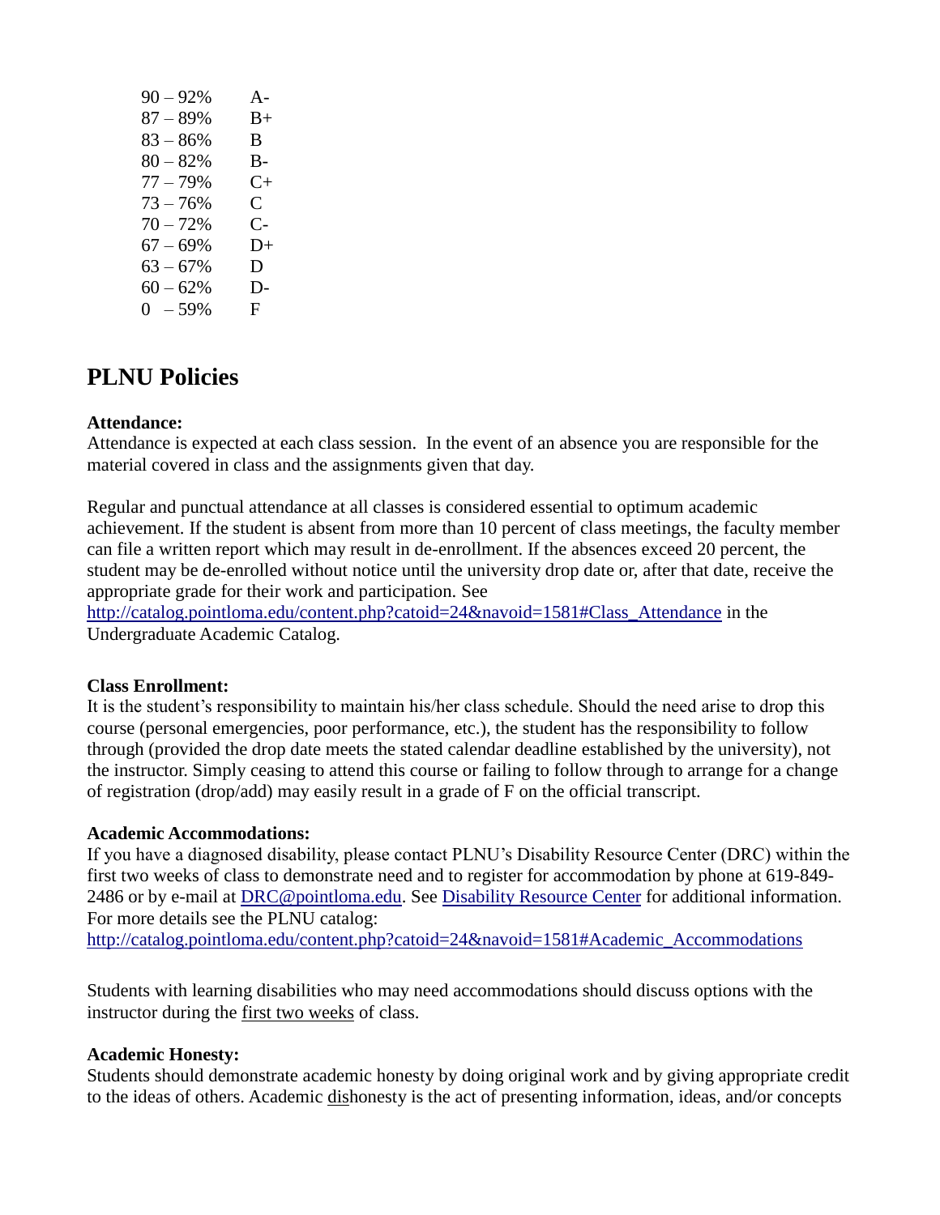| | |
|---|---|
| 90 – 92% | A- |
| 87 – 89% | B+ |
| 83 – 86% | B |
| 80 – 82% | B- |
| 77 – 79% | C+ |
| 73 – 76% | C |
| 70 – 72% | C- |
| 67 – 69% | D+ |
| 63 – 67% | D |
| 60 – 62% | D- |
| 0 – 59% | F |

## PLNU Policies

**Attendance:**
Attendance is expected at each class session. In the event of an absence you are responsible for the material covered in class and the assignments given that day.

Regular and punctual attendance at all classes is considered essential to optimum academic achievement. If the student is absent from more than 10 percent of class meetings, the faculty member can file a written report which may result in de-enrollment. If the absences exceed 20 percent, the student may be de-enrolled without notice until the university drop date or, after that date, receive the appropriate grade for their work and participation. See http://catalog.pointloma.edu/content.php?catoid=24&navoid=1581#Class_Attendance in the Undergraduate Academic Catalog.

**Class Enrollment:**
It is the student's responsibility to maintain his/her class schedule. Should the need arise to drop this course (personal emergencies, poor performance, etc.), the student has the responsibility to follow through (provided the drop date meets the stated calendar deadline established by the university), not the instructor. Simply ceasing to attend this course or failing to follow through to arrange for a change of registration (drop/add) may easily result in a grade of F on the official transcript.

**Academic Accommodations:**
If you have a diagnosed disability, please contact PLNU's Disability Resource Center (DRC) within the first two weeks of class to demonstrate need and to register for accommodation by phone at 619-849-2486 or by e-mail at DRC@pointloma.edu. See Disability Resource Center for additional information. For more details see the PLNU catalog:
http://catalog.pointloma.edu/content.php?catoid=24&navoid=1581#Academic_Accommodations

Students with learning disabilities who may need accommodations should discuss options with the instructor during the first two weeks of class.

**Academic Honesty:**
Students should demonstrate academic honesty by doing original work and by giving appropriate credit to the ideas of others. Academic dishonesty is the act of presenting information, ideas, and/or concepts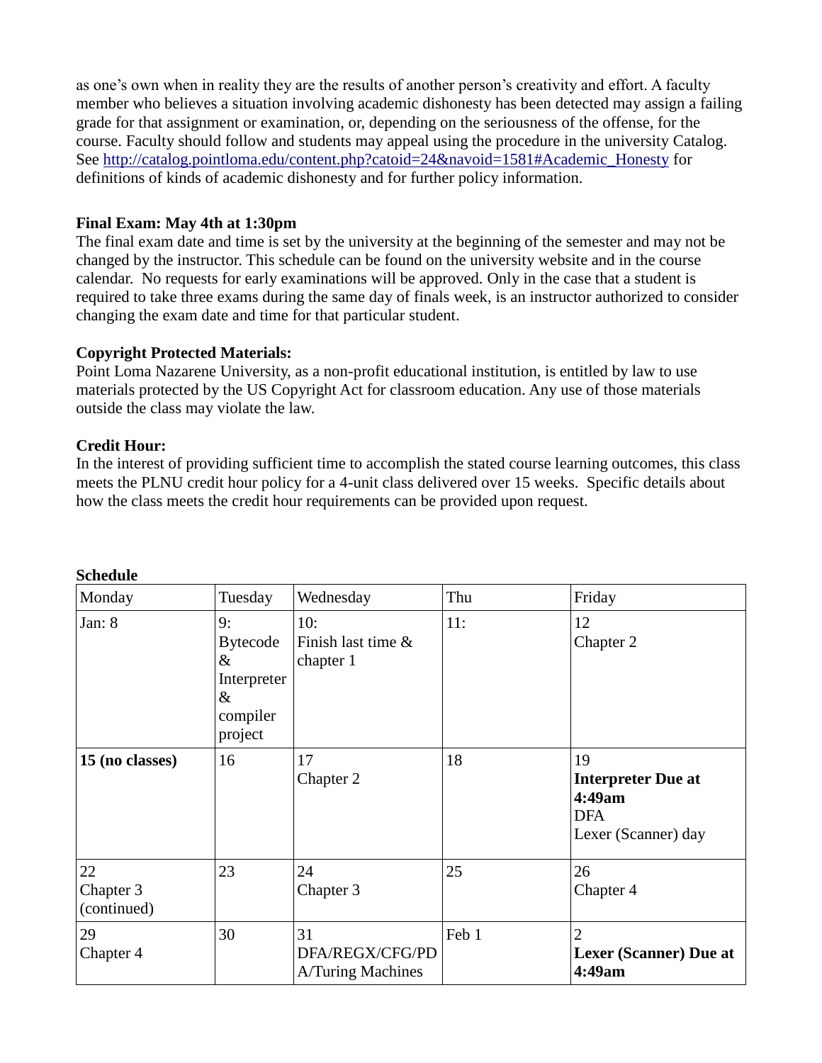as one's own when in reality they are the results of another person's creativity and effort. A faculty member who believes a situation involving academic dishonesty has been detected may assign a failing grade for that assignment or examination, or, depending on the seriousness of the offense, for the course. Faculty should follow and students may appeal using the procedure in the university Catalog. See http://catalog.pointloma.edu/content.php?catoid=24&navoid=1581#Academic_Honesty for definitions of kinds of academic dishonesty and for further policy information.

**Final Exam: May 4th at 1:30pm**

The final exam date and time is set by the university at the beginning of the semester and may not be changed by the instructor. This schedule can be found on the university website and in the course calendar. No requests for early examinations will be approved. Only in the case that a student is required to take three exams during the same day of finals week, is an instructor authorized to consider changing the exam date and time for that particular student.

**Copyright Protected Materials:**

Point Loma Nazarene University, as a non-profit educational institution, is entitled by law to use materials protected by the US Copyright Act for classroom education. Any use of those materials outside the class may violate the law.

**Credit Hour:**

In the interest of providing sufficient time to accomplish the stated course learning outcomes, this class meets the PLNU credit hour policy for a 4-unit class delivered over 15 weeks. Specific details about how the class meets the credit hour requirements can be provided upon request.

**Schedule**

| Monday | Tuesday | Wednesday | Thu | Friday |
|---|---|---|---|---|
| Jan: 8 | 9: Bytecode & Interpreter & compiler project | 10: Finish last time & chapter 1 | 11: | 12 Chapter 2 |
| **15 (no classes)** | 16 | 17 Chapter 2 | 18 | 19 **Interpreter Due at 4:49am** DFA Lexer (Scanner) day |
| 22 Chapter 3 (continued) | 23 | 24 Chapter 3 | 25 | 26 Chapter 4 |
| 29 Chapter 4 | 30 | 31 DFA/REGX/CFG/PDA/Turing Machines | Feb 1 | 2 **Lexer (Scanner) Due at 4:49am** |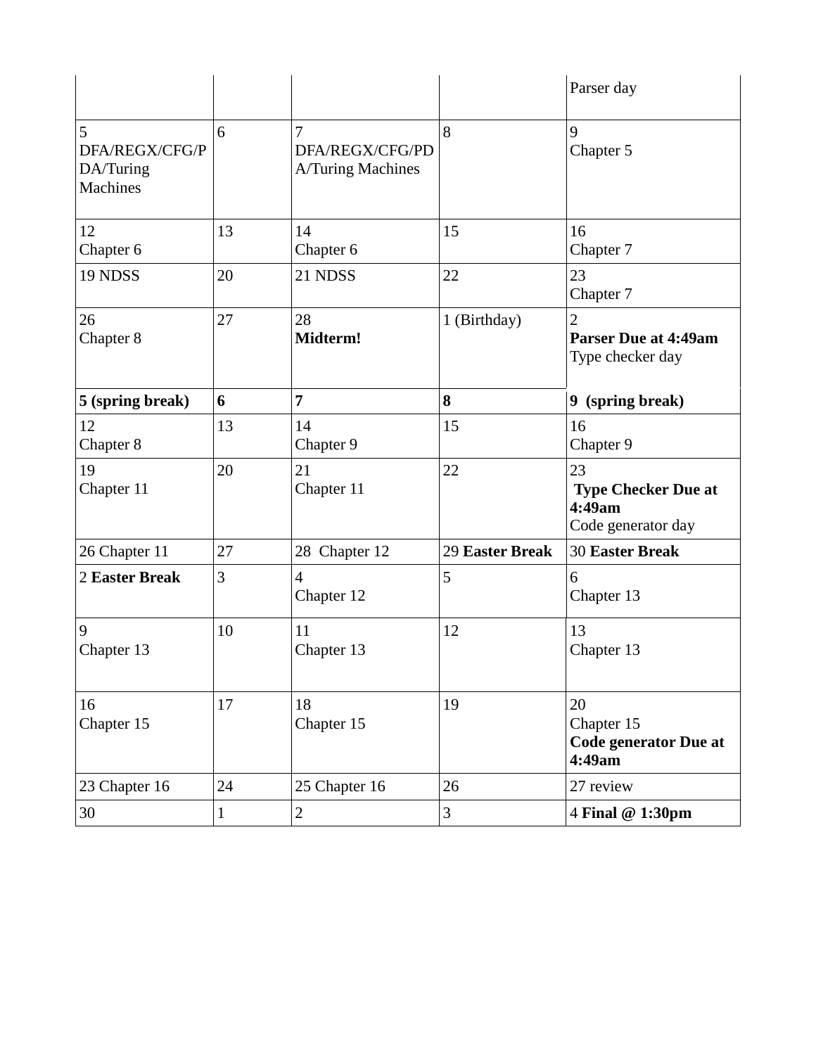| | | | | |
|---|---|---|---|---|
| | | | | Parser day |
| 5 DFA/REGX/CFG/PDA/Turing Machines | 6 | 7 DFA/REGX/CFG/PDA/Turing Machines | 8 | 9 Chapter 5 |
| 12 Chapter 6 | 13 | 14 Chapter 6 | 15 | 16 Chapter 7 |
| 19 NDSS | 20 | 21 NDSS | 22 | 23 Chapter 7 |
| 26 Chapter 8 | 27 | 28 **Midterm!** | 1 (Birthday) | 2 **Parser Due at 4:49am** Type checker day |
| **5 (spring break)** | **6** | **7** | **8** | **9 (spring break)** |
| 12 Chapter 8 | 13 | 14 Chapter 9 | 15 | 16 Chapter 9 |
| 19 Chapter 11 | 20 | 21 Chapter 11 | 22 | 23 **Type Checker Due at 4:49am** Code generator day |
| 26 Chapter 11 | 27 | 28 Chapter 12 | 29 **Easter Break** | 30 **Easter Break** |
| 2 **Easter Break** | 3 | 4 Chapter 12 | 5 | 6 Chapter 13 |
| 9 Chapter 13 | 10 | 11 Chapter 13 | 12 | 13 Chapter 13 |
| 16 Chapter 15 | 17 | 18 Chapter 15 | 19 | 20 Chapter 15 **Code generator Due at 4:49am** |
| 23 Chapter 16 | 24 | 25 Chapter 16 | 26 | 27 review |
| 30 | 1 | 2 | 3 | 4 **Final @ 1:30pm** |